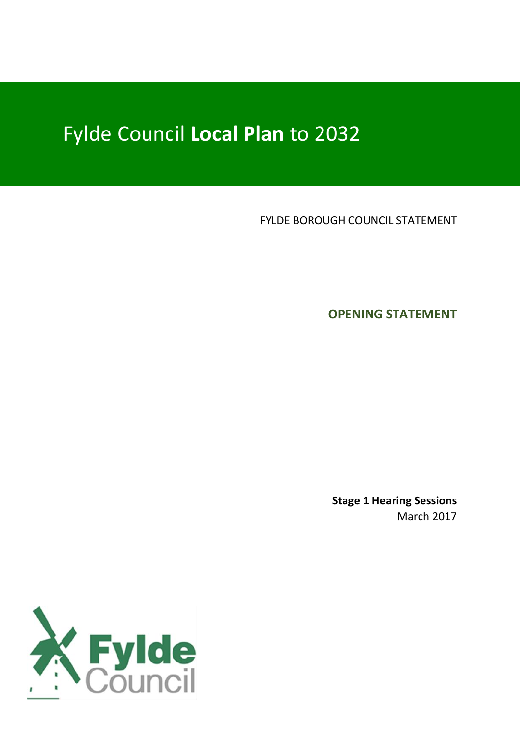# Fylde Council **Local Plan** to 2032

FYLDE BOROUGH COUNCIL STATEMENT

**OPENING STATEMENT**

**Stage 1 Hearing Sessions**
March 2017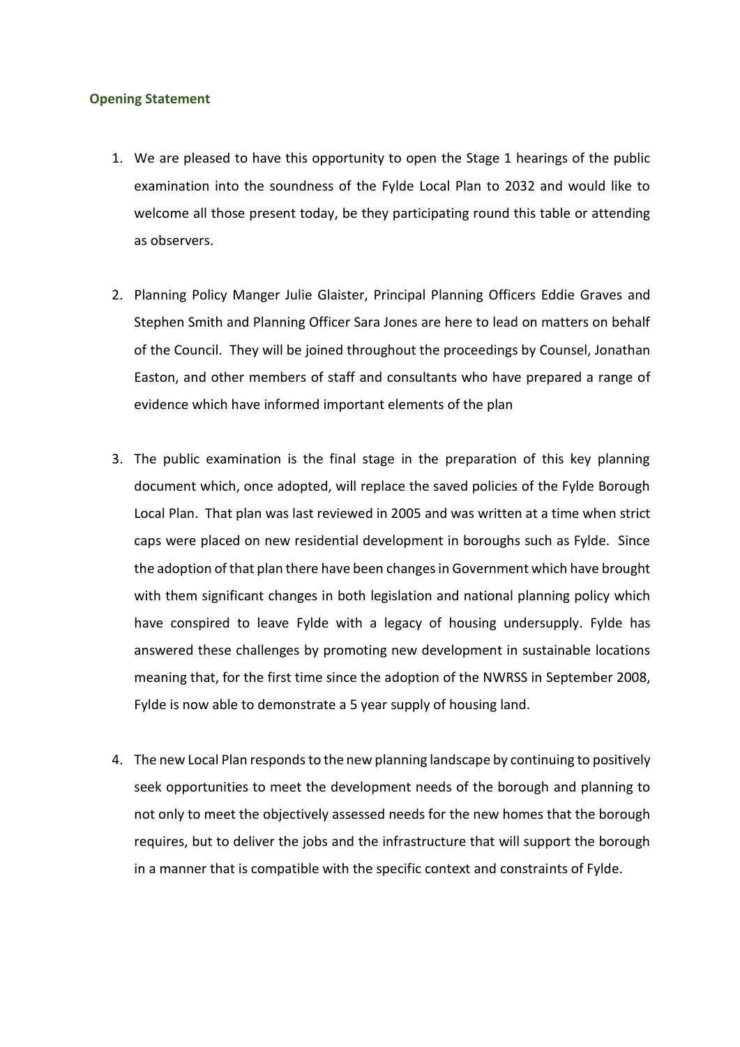### Opening Statement

1. We are pleased to have this opportunity to open the Stage 1 hearings of the public examination into the soundness of the Fylde Local Plan to 2032 and would like to welcome all those present today, be they participating round this table or attending as observers.

2. Planning Policy Manger Julie Glaister, Principal Planning Officers Eddie Graves and Stephen Smith and Planning Officer Sara Jones are here to lead on matters on behalf of the Council. They will be joined throughout the proceedings by Counsel, Jonathan Easton, and other members of staff and consultants who have prepared a range of evidence which have informed important elements of the plan

3. The public examination is the final stage in the preparation of this key planning document which, once adopted, will replace the saved policies of the Fylde Borough Local Plan. That plan was last reviewed in 2005 and was written at a time when strict caps were placed on new residential development in boroughs such as Fylde. Since the adoption of that plan there have been changes in Government which have brought with them significant changes in both legislation and national planning policy which have conspired to leave Fylde with a legacy of housing undersupply. Fylde has answered these challenges by promoting new development in sustainable locations meaning that, for the first time since the adoption of the NWRSS in September 2008, Fylde is now able to demonstrate a 5 year supply of housing land.

4. The new Local Plan responds to the new planning landscape by continuing to positively seek opportunities to meet the development needs of the borough and planning to not only to meet the objectively assessed needs for the new homes that the borough requires, but to deliver the jobs and the infrastructure that will support the borough in a manner that is compatible with the specific context and constraints of Fylde.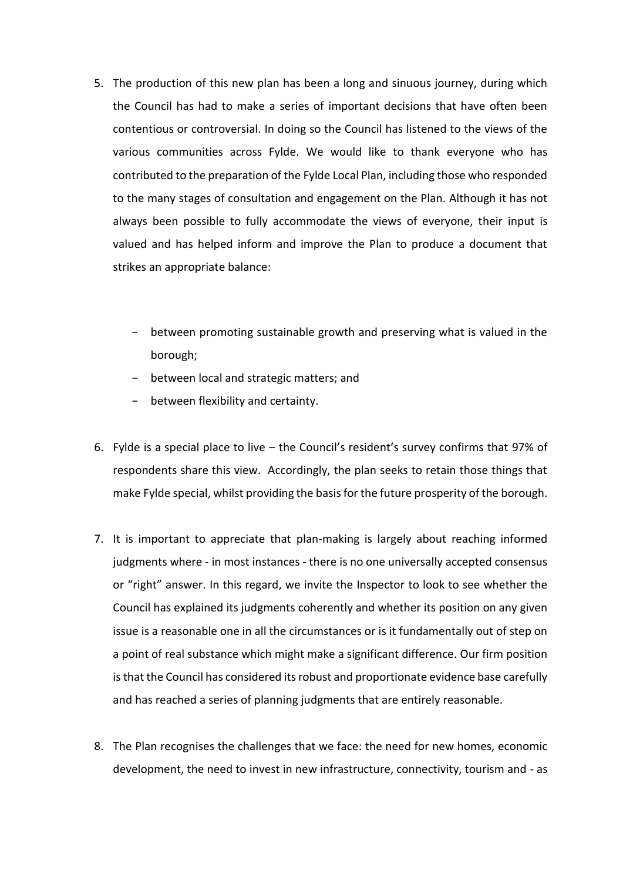5. The production of this new plan has been a long and sinuous journey, during which the Council has had to make a series of important decisions that have often been contentious or controversial. In doing so the Council has listened to the views of the various communities across Fylde. We would like to thank everyone who has contributed to the preparation of the Fylde Local Plan, including those who responded to the many stages of consultation and engagement on the Plan. Although it has not always been possible to fully accommodate the views of everyone, their input is valued and has helped inform and improve the Plan to produce a document that strikes an appropriate balance:

   - between promoting sustainable growth and preserving what is valued in the borough;
   - between local and strategic matters; and
   - between flexibility and certainty.

6. Fylde is a special place to live – the Council's resident's survey confirms that 97% of respondents share this view. Accordingly, the plan seeks to retain those things that make Fylde special, whilst providing the basis for the future prosperity of the borough.

7. It is important to appreciate that plan-making is largely about reaching informed judgments where - in most instances - there is no one universally accepted consensus or "right" answer. In this regard, we invite the Inspector to look to see whether the Council has explained its judgments coherently and whether its position on any given issue is a reasonable one in all the circumstances or is it fundamentally out of step on a point of real substance which might make a significant difference. Our firm position is that the Council has considered its robust and proportionate evidence base carefully and has reached a series of planning judgments that are entirely reasonable.

8. The Plan recognises the challenges that we face: the need for new homes, economic development, the need to invest in new infrastructure, connectivity, tourism and - as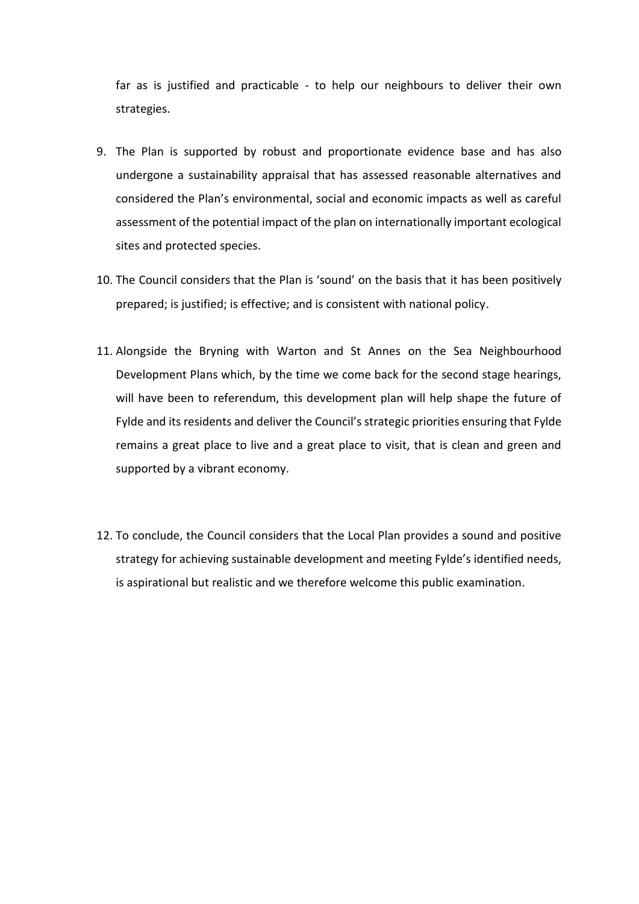far as is justified and practicable - to help our neighbours to deliver their own strategies.

9. The Plan is supported by robust and proportionate evidence base and has also undergone a sustainability appraisal that has assessed reasonable alternatives and considered the Plan's environmental, social and economic impacts as well as careful assessment of the potential impact of the plan on internationally important ecological sites and protected species.

10. The Council considers that the Plan is 'sound' on the basis that it has been positively prepared; is justified; is effective; and is consistent with national policy.

11. Alongside the Bryning with Warton and St Annes on the Sea Neighbourhood Development Plans which, by the time we come back for the second stage hearings, will have been to referendum, this development plan will help shape the future of Fylde and its residents and deliver the Council's strategic priorities ensuring that Fylde remains a great place to live and a great place to visit, that is clean and green and supported by a vibrant economy.

12. To conclude, the Council considers that the Local Plan provides a sound and positive strategy for achieving sustainable development and meeting Fylde's identified needs, is aspirational but realistic and we therefore welcome this public examination.